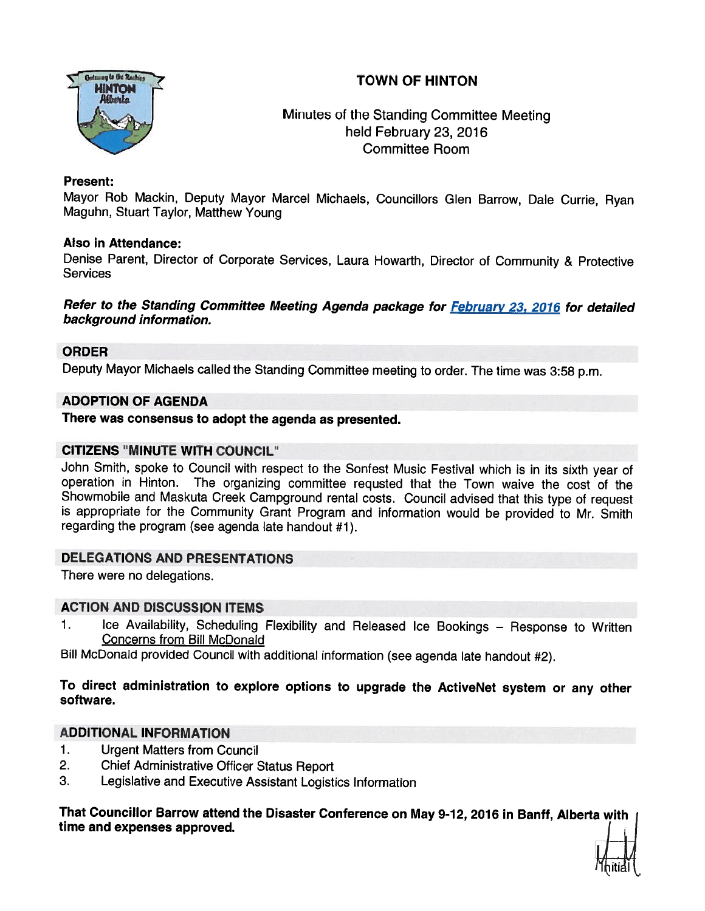# TOWN OF HINTON

Minutes of the Standing Committee Meeting
held February 23, 2016
Committee Room

**Present:**
Mayor Rob Mackin, Deputy Mayor Marcel Michaels, Councillors Glen Barrow, Dale Currie, Ryan Maguhn, Stuart Taylor, Matthew Young

**Also in Attendance:**
Denise Parent, Director of Corporate Services, Laura Howarth, Director of Community & Protective Services

***Refer to the Standing Committee Meeting Agenda package for February 23, 2016 for detailed background information.***

## ORDER

Deputy Mayor Michaels called the Standing Committee meeting to order. The time was 3:58 p.m.

## ADOPTION OF AGENDA

**There was consensus to adopt the agenda as presented.**

## CITIZENS "MINUTE WITH COUNCIL"

John Smith, spoke to Council with respect to the Sonfest Music Festival which is in its sixth year of operation in Hinton. The organizing committee requsted that the Town waive the cost of the Showmobile and Maskuta Creek Campground rental costs. Council advised that this type of request is appropriate for the Community Grant Program and information would be provided to Mr. Smith regarding the program (see agenda late handout #1).

## DELEGATIONS AND PRESENTATIONS

There were no delegations.

## ACTION AND DISCUSSION ITEMS

1. Ice Availability, Scheduling Flexibility and Released Ice Bookings – Response to Written Concerns from Bill McDonald

Bill McDonald provided Council with additional information (see agenda late handout #2).

**To direct administration to explore options to upgrade the ActiveNet system or any other software.**

## ADDITIONAL INFORMATION

1. Urgent Matters from Council
2. Chief Administrative Officer Status Report
3. Legislative and Executive Assistant Logistics Information

**That Councillor Barrow attend the Disaster Conference on May 9-12, 2016 in Banff, Alberta with time and expenses approved.**

Initial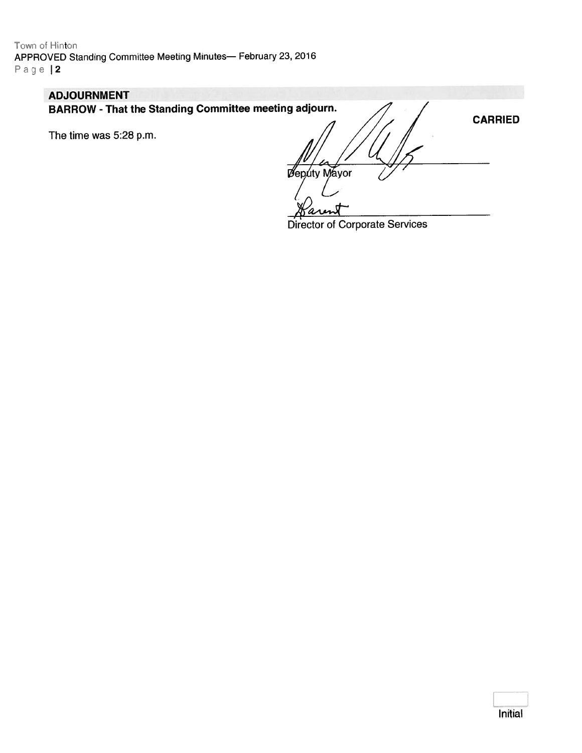## ADJOURNMENT

**BARROW - That the Standing Committee meeting adjourn.**

**CARRIED**

The time was 5:28 p.m.

Deputy Mayor

Director of Corporate Services

Initial